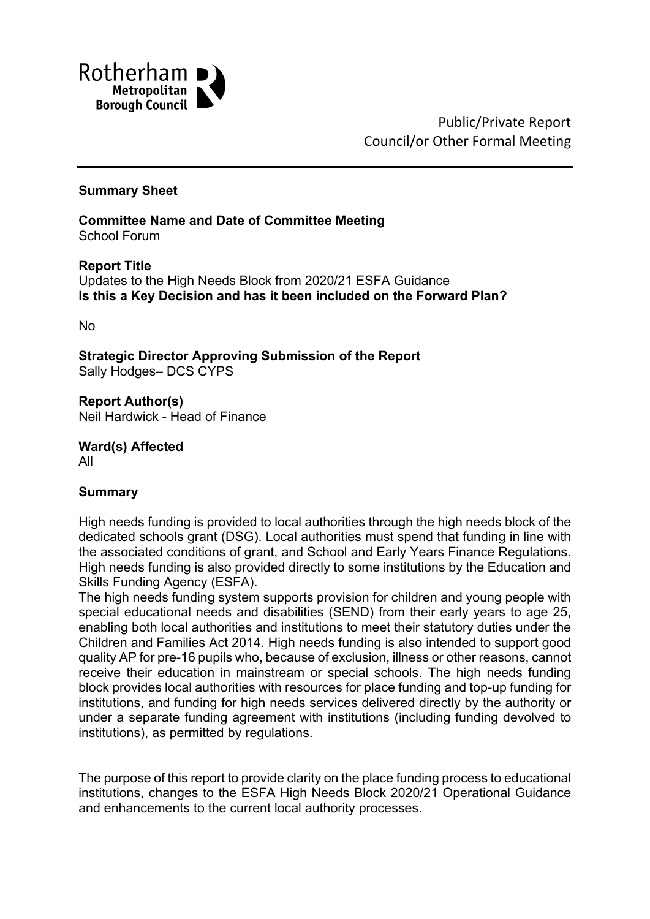Rotherham Metropolitan Borough Council

Public/Private Report
Council/or Other Formal Meeting

---

**Summary Sheet**

**Committee Name and Date of Committee Meeting**
School Forum

**Report Title**
Updates to the High Needs Block from 2020/21 ESFA Guidance
**Is this a Key Decision and has it been included on the Forward Plan?**

No

**Strategic Director Approving Submission of the Report**
Sally Hodges– DCS CYPS

**Report Author(s)**
Neil Hardwick - Head of Finance

**Ward(s) Affected**
All

**Summary**

High needs funding is provided to local authorities through the high needs block of the dedicated schools grant (DSG). Local authorities must spend that funding in line with the associated conditions of grant, and School and Early Years Finance Regulations. High needs funding is also provided directly to some institutions by the Education and Skills Funding Agency (ESFA).
The high needs funding system supports provision for children and young people with special educational needs and disabilities (SEND) from their early years to age 25, enabling both local authorities and institutions to meet their statutory duties under the Children and Families Act 2014. High needs funding is also intended to support good quality AP for pre-16 pupils who, because of exclusion, illness or other reasons, cannot receive their education in mainstream or special schools. The high needs funding block provides local authorities with resources for place funding and top-up funding for institutions, and funding for high needs services delivered directly by the authority or under a separate funding agreement with institutions (including funding devolved to institutions), as permitted by regulations.

The purpose of this report to provide clarity on the place funding process to educational institutions, changes to the ESFA High Needs Block 2020/21 Operational Guidance and enhancements to the current local authority processes.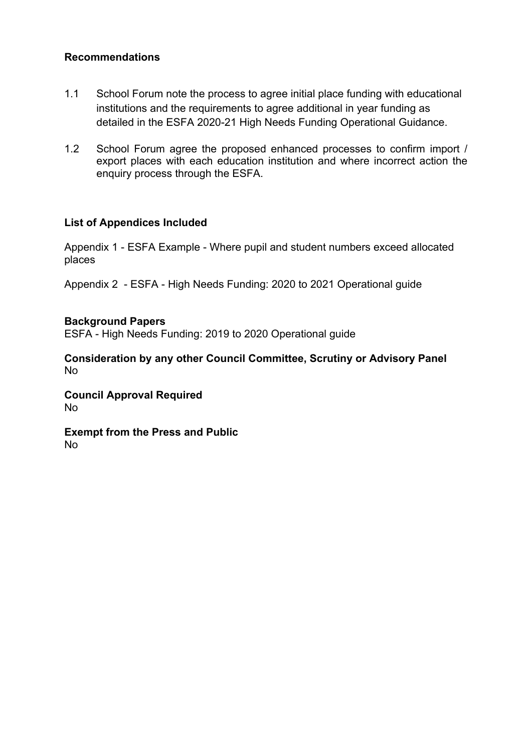**Recommendations**

1.1 School Forum note the process to agree initial place funding with educational institutions and the requirements to agree additional in year funding as detailed in the ESFA 2020-21 High Needs Funding Operational Guidance.

1.2 School Forum agree the proposed enhanced processes to confirm import / export places with each education institution and where incorrect action the enquiry process through the ESFA.

**List of Appendices Included**

Appendix 1 - ESFA Example - Where pupil and student numbers exceed allocated places

Appendix 2 - ESFA - High Needs Funding: 2020 to 2021 Operational guide

**Background Papers**
ESFA - High Needs Funding: 2019 to 2020 Operational guide

**Consideration by any other Council Committee, Scrutiny or Advisory Panel**
No

**Council Approval Required**
No

**Exempt from the Press and Public**
No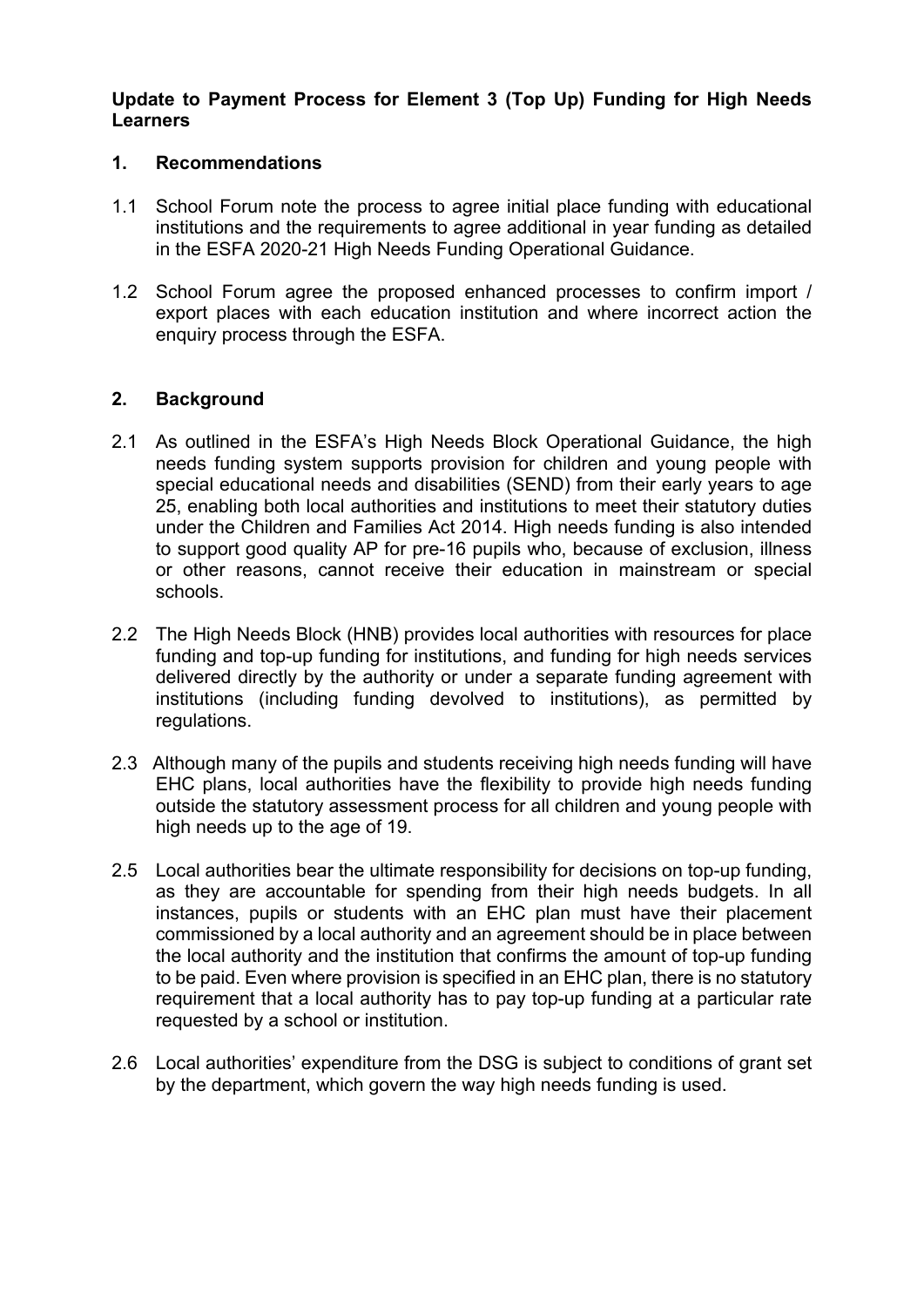**Update to Payment Process for Element 3 (Top Up) Funding for High Needs Learners**

## 1. Recommendations

1.1 School Forum note the process to agree initial place funding with educational institutions and the requirements to agree additional in year funding as detailed in the ESFA 2020-21 High Needs Funding Operational Guidance.

1.2 School Forum agree the proposed enhanced processes to confirm import / export places with each education institution and where incorrect action the enquiry process through the ESFA.

## 2. Background

2.1 As outlined in the ESFA's High Needs Block Operational Guidance, the high needs funding system supports provision for children and young people with special educational needs and disabilities (SEND) from their early years to age 25, enabling both local authorities and institutions to meet their statutory duties under the Children and Families Act 2014. High needs funding is also intended to support good quality AP for pre-16 pupils who, because of exclusion, illness or other reasons, cannot receive their education in mainstream or special schools.

2.2 The High Needs Block (HNB) provides local authorities with resources for place funding and top-up funding for institutions, and funding for high needs services delivered directly by the authority or under a separate funding agreement with institutions (including funding devolved to institutions), as permitted by regulations.

2.3 Although many of the pupils and students receiving high needs funding will have EHC plans, local authorities have the flexibility to provide high needs funding outside the statutory assessment process for all children and young people with high needs up to the age of 19.

2.5 Local authorities bear the ultimate responsibility for decisions on top-up funding, as they are accountable for spending from their high needs budgets. In all instances, pupils or students with an EHC plan must have their placement commissioned by a local authority and an agreement should be in place between the local authority and the institution that confirms the amount of top-up funding to be paid. Even where provision is specified in an EHC plan, there is no statutory requirement that a local authority has to pay top-up funding at a particular rate requested by a school or institution.

2.6 Local authorities' expenditure from the DSG is subject to conditions of grant set by the department, which govern the way high needs funding is used.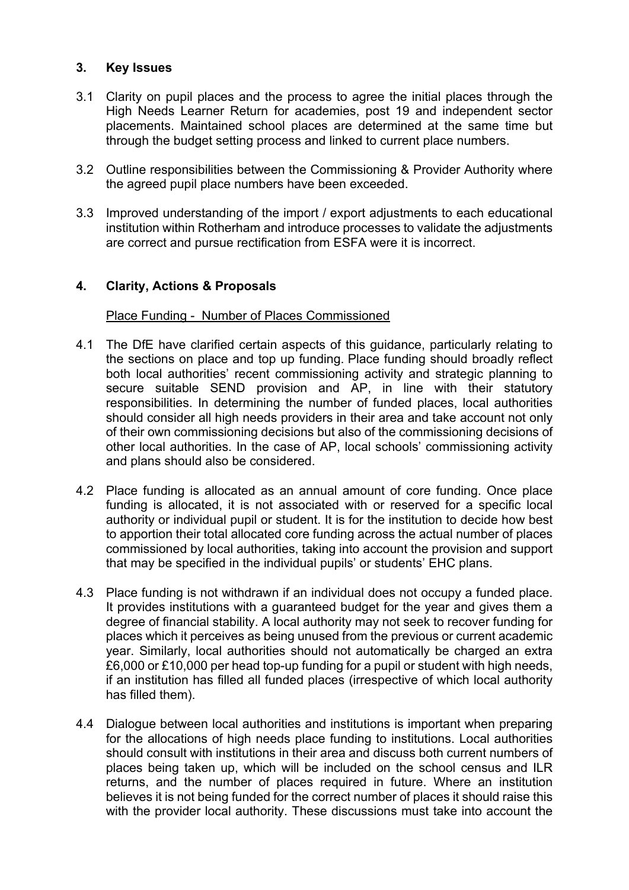## 3. Key Issues

3.1 Clarity on pupil places and the process to agree the initial places through the High Needs Learner Return for academies, post 19 and independent sector placements. Maintained school places are determined at the same time but through the budget setting process and linked to current place numbers.

3.2 Outline responsibilities between the Commissioning & Provider Authority where the agreed pupil place numbers have been exceeded.

3.3 Improved understanding of the import / export adjustments to each educational institution within Rotherham and introduce processes to validate the adjustments are correct and pursue rectification from ESFA were it is incorrect.

## 4. Clarity, Actions & Proposals

Place Funding - Number of Places Commissioned

4.1 The DfE have clarified certain aspects of this guidance, particularly relating to the sections on place and top up funding. Place funding should broadly reflect both local authorities' recent commissioning activity and strategic planning to secure suitable SEND provision and AP, in line with their statutory responsibilities. In determining the number of funded places, local authorities should consider all high needs providers in their area and take account not only of their own commissioning decisions but also of the commissioning decisions of other local authorities. In the case of AP, local schools' commissioning activity and plans should also be considered.

4.2 Place funding is allocated as an annual amount of core funding. Once place funding is allocated, it is not associated with or reserved for a specific local authority or individual pupil or student. It is for the institution to decide how best to apportion their total allocated core funding across the actual number of places commissioned by local authorities, taking into account the provision and support that may be specified in the individual pupils' or students' EHC plans.

4.3 Place funding is not withdrawn if an individual does not occupy a funded place. It provides institutions with a guaranteed budget for the year and gives them a degree of financial stability. A local authority may not seek to recover funding for places which it perceives as being unused from the previous or current academic year. Similarly, local authorities should not automatically be charged an extra £6,000 or £10,000 per head top-up funding for a pupil or student with high needs, if an institution has filled all funded places (irrespective of which local authority has filled them).

4.4 Dialogue between local authorities and institutions is important when preparing for the allocations of high needs place funding to institutions. Local authorities should consult with institutions in their area and discuss both current numbers of places being taken up, which will be included on the school census and ILR returns, and the number of places required in future. Where an institution believes it is not being funded for the correct number of places it should raise this with the provider local authority. These discussions must take into account the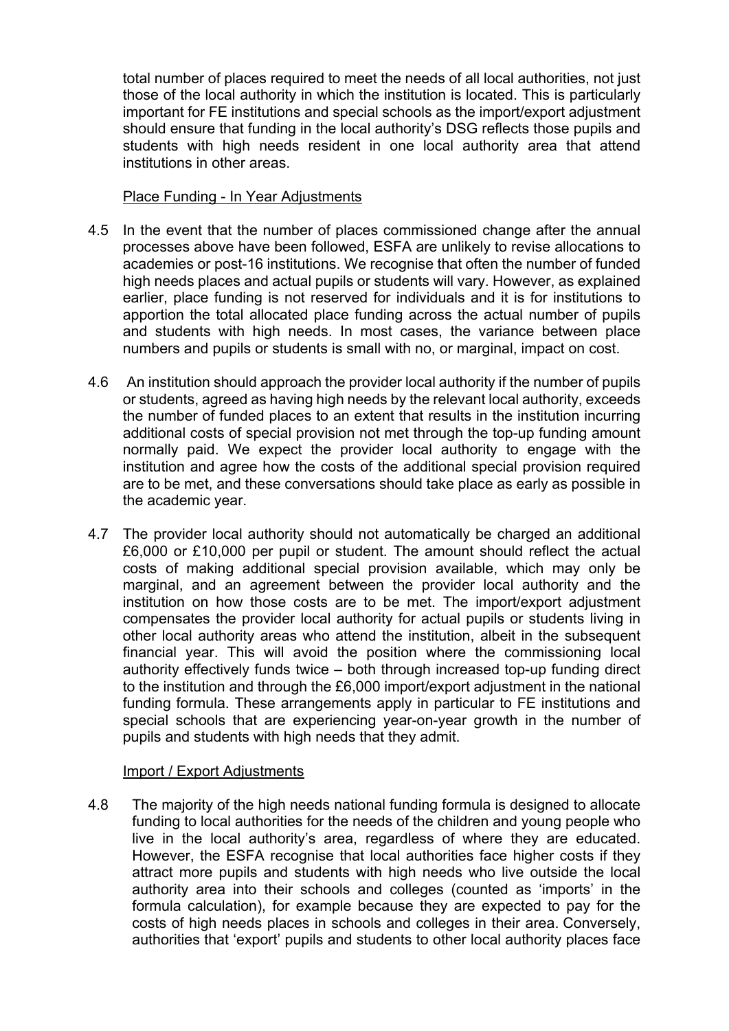total number of places required to meet the needs of all local authorities, not just those of the local authority in which the institution is located. This is particularly important for FE institutions and special schools as the import/export adjustment should ensure that funding in the local authority's DSG reflects those pupils and students with high needs resident in one local authority area that attend institutions in other areas.

Place Funding - In Year Adjustments

4.5 In the event that the number of places commissioned change after the annual processes above have been followed, ESFA are unlikely to revise allocations to academies or post-16 institutions. We recognise that often the number of funded high needs places and actual pupils or students will vary. However, as explained earlier, place funding is not reserved for individuals and it is for institutions to apportion the total allocated place funding across the actual number of pupils and students with high needs. In most cases, the variance between place numbers and pupils or students is small with no, or marginal, impact on cost.

4.6 An institution should approach the provider local authority if the number of pupils or students, agreed as having high needs by the relevant local authority, exceeds the number of funded places to an extent that results in the institution incurring additional costs of special provision not met through the top-up funding amount normally paid. We expect the provider local authority to engage with the institution and agree how the costs of the additional special provision required are to be met, and these conversations should take place as early as possible in the academic year.

4.7 The provider local authority should not automatically be charged an additional £6,000 or £10,000 per pupil or student. The amount should reflect the actual costs of making additional special provision available, which may only be marginal, and an agreement between the provider local authority and the institution on how those costs are to be met. The import/export adjustment compensates the provider local authority for actual pupils or students living in other local authority areas who attend the institution, albeit in the subsequent financial year. This will avoid the position where the commissioning local authority effectively funds twice – both through increased top-up funding direct to the institution and through the £6,000 import/export adjustment in the national funding formula. These arrangements apply in particular to FE institutions and special schools that are experiencing year-on-year growth in the number of pupils and students with high needs that they admit.

Import / Export Adjustments

4.8 The majority of the high needs national funding formula is designed to allocate funding to local authorities for the needs of the children and young people who live in the local authority's area, regardless of where they are educated. However, the ESFA recognise that local authorities face higher costs if they attract more pupils and students with high needs who live outside the local authority area into their schools and colleges (counted as 'imports' in the formula calculation), for example because they are expected to pay for the costs of high needs places in schools and colleges in their area. Conversely, authorities that 'export' pupils and students to other local authority places face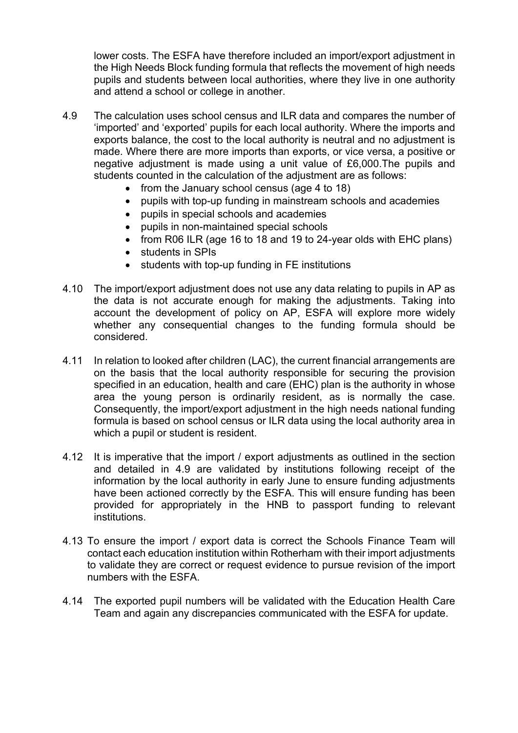lower costs. The ESFA have therefore included an import/export adjustment in the High Needs Block funding formula that reflects the movement of high needs pupils and students between local authorities, where they live in one authority and attend a school or college in another.

4.9 The calculation uses school census and ILR data and compares the number of 'imported' and 'exported' pupils for each local authority. Where the imports and exports balance, the cost to the local authority is neutral and no adjustment is made. Where there are more imports than exports, or vice versa, a positive or negative adjustment is made using a unit value of £6,000.The pupils and students counted in the calculation of the adjustment are as follows:

- from the January school census (age 4 to 18)
- pupils with top-up funding in mainstream schools and academies
- pupils in special schools and academies
- pupils in non-maintained special schools
- from R06 ILR (age 16 to 18 and 19 to 24-year olds with EHC plans)
- students in SPIs
- students with top-up funding in FE institutions

4.10 The import/export adjustment does not use any data relating to pupils in AP as the data is not accurate enough for making the adjustments. Taking into account the development of policy on AP, ESFA will explore more widely whether any consequential changes to the funding formula should be considered.

4.11 In relation to looked after children (LAC), the current financial arrangements are on the basis that the local authority responsible for securing the provision specified in an education, health and care (EHC) plan is the authority in whose area the young person is ordinarily resident, as is normally the case. Consequently, the import/export adjustment in the high needs national funding formula is based on school census or ILR data using the local authority area in which a pupil or student is resident.

4.12 It is imperative that the import / export adjustments as outlined in the section and detailed in 4.9 are validated by institutions following receipt of the information by the local authority in early June to ensure funding adjustments have been actioned correctly by the ESFA. This will ensure funding has been provided for appropriately in the HNB to passport funding to relevant institutions.

4.13 To ensure the import / export data is correct the Schools Finance Team will contact each education institution within Rotherham with their import adjustments to validate they are correct or request evidence to pursue revision of the import numbers with the ESFA.

4.14 The exported pupil numbers will be validated with the Education Health Care Team and again any discrepancies communicated with the ESFA for update.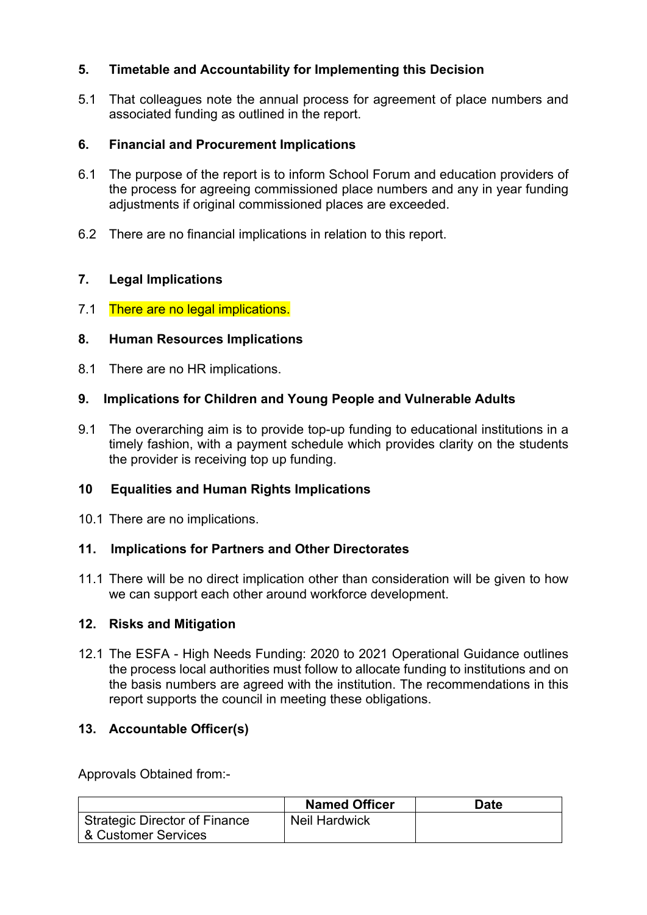## 5. Timetable and Accountability for Implementing this Decision

5.1 That colleagues note the annual process for agreement of place numbers and associated funding as outlined in the report.

## 6. Financial and Procurement Implications

6.1 The purpose of the report is to inform School Forum and education providers of the process for agreeing commissioned place numbers and any in year funding adjustments if original commissioned places are exceeded.

6.2 There are no financial implications in relation to this report.

## 7. Legal Implications

7.1 There are no legal implications.

## 8. Human Resources Implications

8.1 There are no HR implications.

## 9. Implications for Children and Young People and Vulnerable Adults

9.1 The overarching aim is to provide top-up funding to educational institutions in a timely fashion, with a payment schedule which provides clarity on the students the provider is receiving top up funding.

## 10 Equalities and Human Rights Implications

10.1 There are no implications.

## 11. Implications for Partners and Other Directorates

11.1 There will be no direct implication other than consideration will be given to how we can support each other around workforce development.

## 12. Risks and Mitigation

12.1 The ESFA - High Needs Funding: 2020 to 2021 Operational Guidance outlines the process local authorities must follow to allocate funding to institutions and on the basis numbers are agreed with the institution. The recommendations in this report supports the council in meeting these obligations.

## 13. Accountable Officer(s)

Approvals Obtained from:-

| | Named Officer | Date |
|---|---|---|
| Strategic Director of Finance & Customer Services | Neil Hardwick | |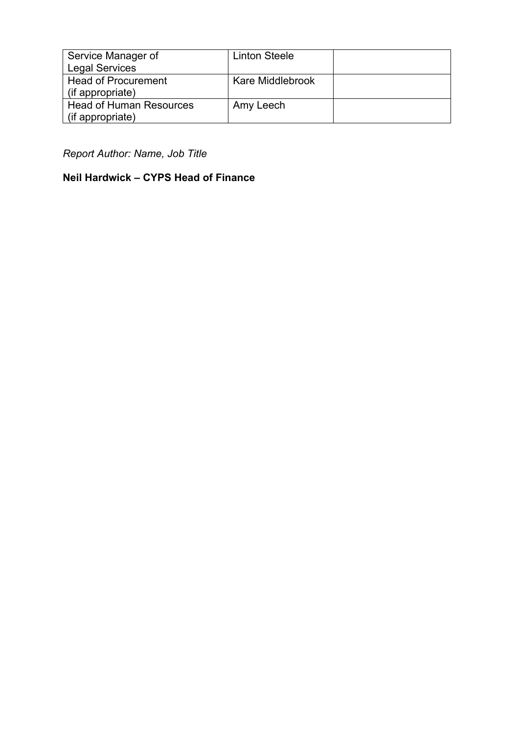| Service Manager of Legal Services | Linton Steele | |
| --- | --- | --- |
| Head of Procurement (if appropriate) | Kare Middlebrook | |
| Head of Human Resources (if appropriate) | Amy Leech | |

*Report Author: Name, Job Title*

**Neil Hardwick – CYPS Head of Finance**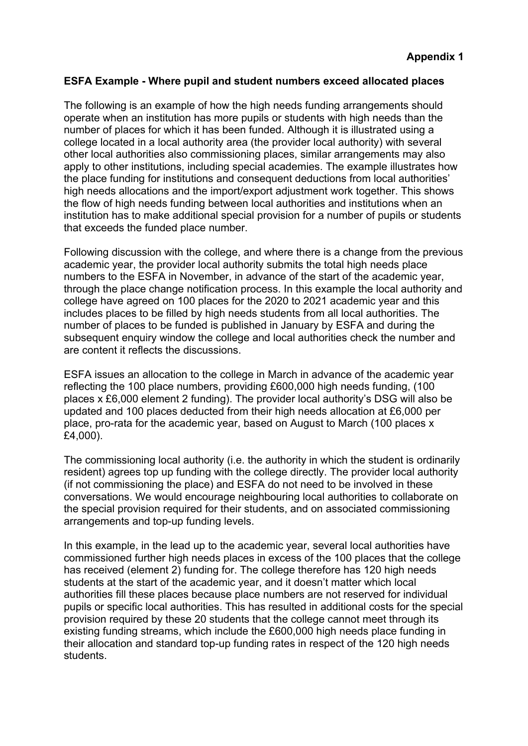**Appendix 1**

**ESFA Example - Where pupil and student numbers exceed allocated places**

The following is an example of how the high needs funding arrangements should operate when an institution has more pupils or students with high needs than the number of places for which it has been funded. Although it is illustrated using a college located in a local authority area (the provider local authority) with several other local authorities also commissioning places, similar arrangements may also apply to other institutions, including special academies. The example illustrates how the place funding for institutions and consequent deductions from local authorities' high needs allocations and the import/export adjustment work together. This shows the flow of high needs funding between local authorities and institutions when an institution has to make additional special provision for a number of pupils or students that exceeds the funded place number.

Following discussion with the college, and where there is a change from the previous academic year, the provider local authority submits the total high needs place numbers to the ESFA in November, in advance of the start of the academic year, through the place change notification process. In this example the local authority and college have agreed on 100 places for the 2020 to 2021 academic year and this includes places to be filled by high needs students from all local authorities. The number of places to be funded is published in January by ESFA and during the subsequent enquiry window the college and local authorities check the number and are content it reflects the discussions.

ESFA issues an allocation to the college in March in advance of the academic year reflecting the 100 place numbers, providing £600,000 high needs funding, (100 places x £6,000 element 2 funding). The provider local authority's DSG will also be updated and 100 places deducted from their high needs allocation at £6,000 per place, pro-rata for the academic year, based on August to March (100 places x £4,000).

The commissioning local authority (i.e. the authority in which the student is ordinarily resident) agrees top up funding with the college directly. The provider local authority (if not commissioning the place) and ESFA do not need to be involved in these conversations. We would encourage neighbouring local authorities to collaborate on the special provision required for their students, and on associated commissioning arrangements and top-up funding levels.

In this example, in the lead up to the academic year, several local authorities have commissioned further high needs places in excess of the 100 places that the college has received (element 2) funding for. The college therefore has 120 high needs students at the start of the academic year, and it doesn't matter which local authorities fill these places because place numbers are not reserved for individual pupils or specific local authorities. This has resulted in additional costs for the special provision required by these 20 students that the college cannot meet through its existing funding streams, which include the £600,000 high needs place funding in their allocation and standard top-up funding rates in respect of the 120 high needs students.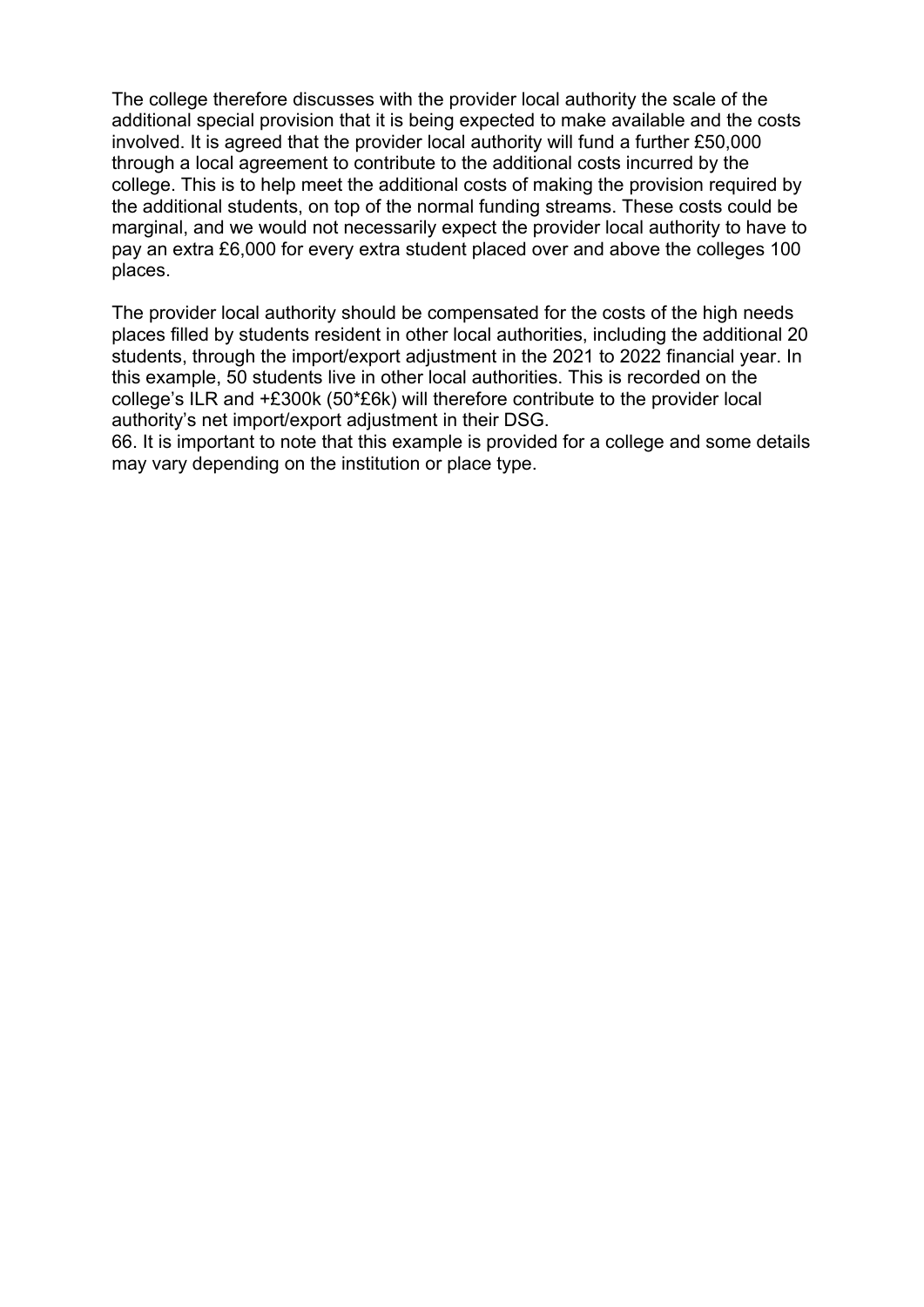The college therefore discusses with the provider local authority the scale of the additional special provision that it is being expected to make available and the costs involved. It is agreed that the provider local authority will fund a further £50,000 through a local agreement to contribute to the additional costs incurred by the college. This is to help meet the additional costs of making the provision required by the additional students, on top of the normal funding streams. These costs could be marginal, and we would not necessarily expect the provider local authority to have to pay an extra £6,000 for every extra student placed over and above the colleges 100 places.

The provider local authority should be compensated for the costs of the high needs places filled by students resident in other local authorities, including the additional 20 students, through the import/export adjustment in the 2021 to 2022 financial year. In this example, 50 students live in other local authorities. This is recorded on the college's ILR and +£300k (50*£6k) will therefore contribute to the provider local authority's net import/export adjustment in their DSG.

66. It is important to note that this example is provided for a college and some details may vary depending on the institution or place type.